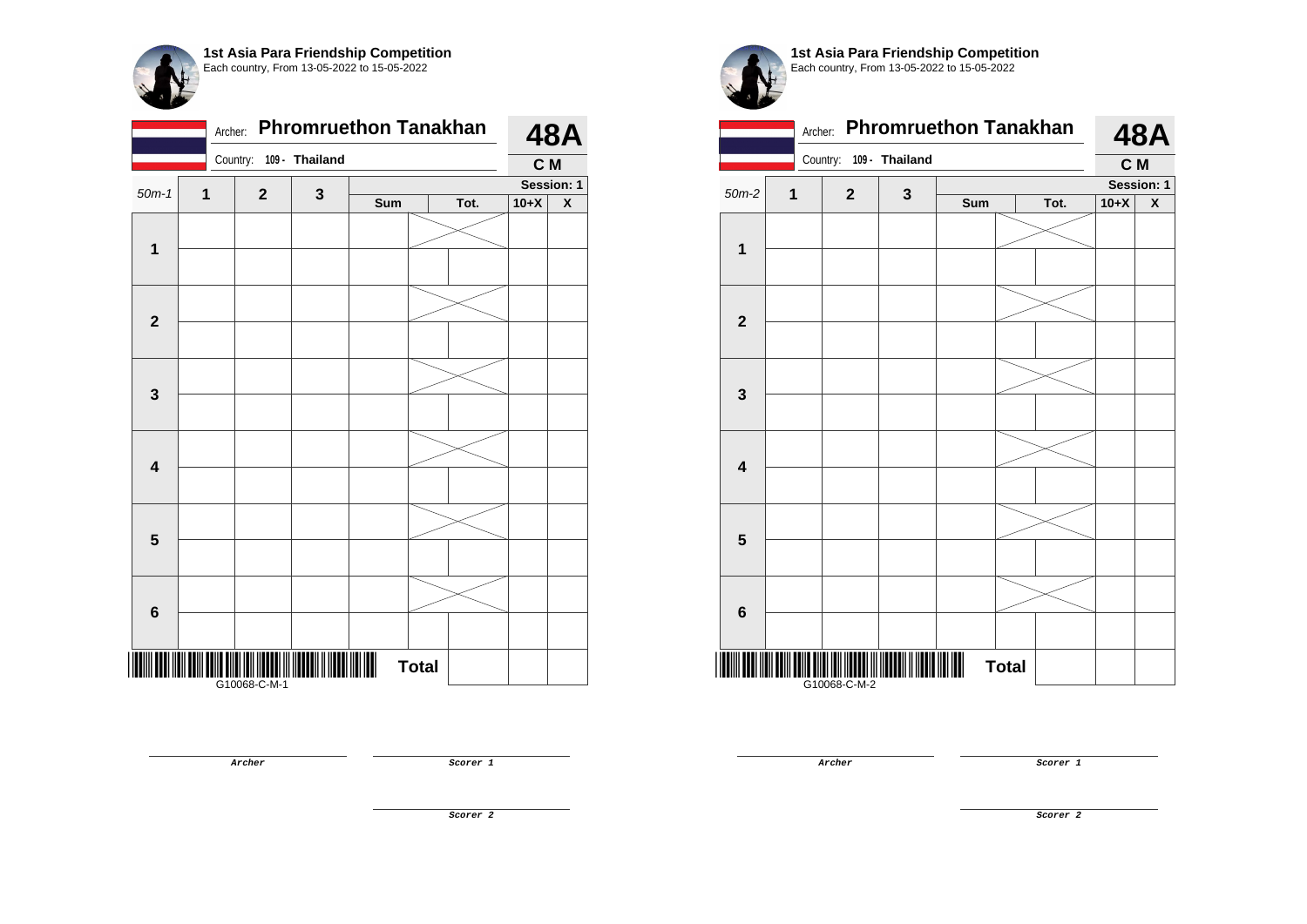**1st Asia Para Friendship Competition**
Each country, From 13-05-2022 to 15-05-2022

Archer: **Phromruethon Tanakhan** — **48A**

Country: **109 - Thailand** — **C M**

| 50m-1 | 1 | 2 | 3 | Sum | Tot. | 10+X | X |
|---|---|---|---|---|---|---|---|
| | | | | | | Session: 1 | |
| 1 | | | | | | | |
| | | | | | | | |
| 2 | | | | | | | |
| | | | | | | | |
| 3 | | | | | | | |
| | | | | | | | |
| 4 | | | | | | | |
| | | | | | | | |
| 5 | | | | | | | |
| | | | | | | | |
| 6 | | | | | | | |
| | | | | | | | |
| | | | | **Total** | | | |

G10068-C-M-1

Archer

Scorer 1

Scorer 2

**1st Asia Para Friendship Competition**
Each country, From 13-05-2022 to 15-05-2022

Archer: **Phromruethon Tanakhan** — **48A**

Country: **109 - Thailand** — **C M**

| 50m-2 | 1 | 2 | 3 | Sum | Tot. | 10+X | X |
|---|---|---|---|---|---|---|---|
| | | | | | | Session: 1 | |
| 1 | | | | | | | |
| | | | | | | | |
| 2 | | | | | | | |
| | | | | | | | |
| 3 | | | | | | | |
| | | | | | | | |
| 4 | | | | | | | |
| | | | | | | | |
| 5 | | | | | | | |
| | | | | | | | |
| 6 | | | | | | | |
| | | | | | | | |
| | | | | **Total** | | | |

G10068-C-M-2

Archer

Scorer 1

Scorer 2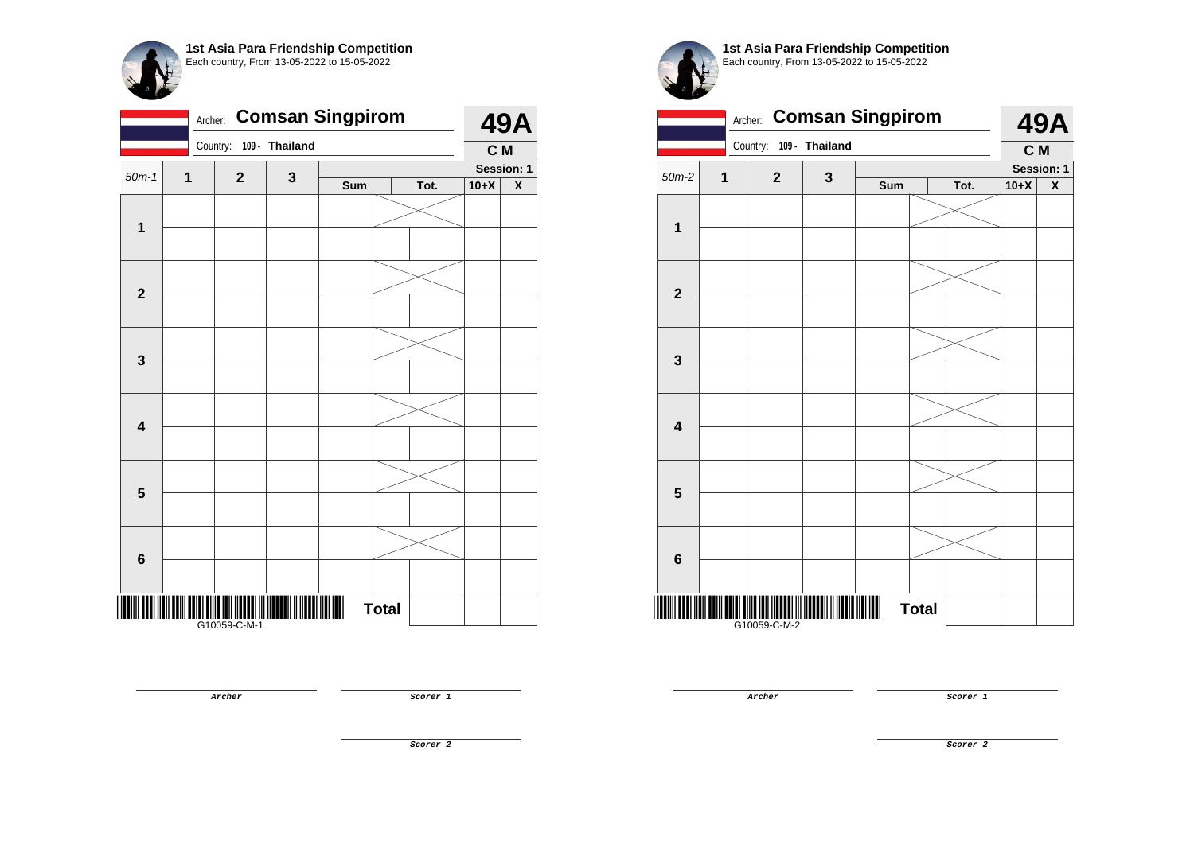**1st Asia Para Friendship Competition**
Each country, From 13-05-2022 to 15-05-2022

Archer: **Comsan Singpirom**
Country: **109 - Thailand**

**49A**
**C M**

| 50m-1 | 1 | 2 | 3 | Sum | Tot. | | 10+X | X |
|---|---|---|---|---|---|---|---|---|
| | | | | | | | Session: 1 | |
| **1** | | | | | | | | |
| | | | | | | | | |
| **2** | | | | | | | | |
| | | | | | | | | |
| **3** | | | | | | | | |
| | | | | | | | | |
| **4** | | | | | | | | |
| | | | | | | | | |
| **5** | | | | | | | | |
| | | | | | | | | |
| **6** | | | | | | | | |
| | | | | | | | | |
| | | | | | **Total** | | | |

G10059-C-M-1

Archer

Scorer 1

Scorer 2

**1st Asia Para Friendship Competition**
Each country, From 13-05-2022 to 15-05-2022

Archer: **Comsan Singpirom**
Country: **109 - Thailand**

**49A**
**C M**

| 50m-2 | 1 | 2 | 3 | Sum | Tot. | | 10+X | X |
|---|---|---|---|---|---|---|---|---|
| | | | | | | | Session: 1 | |
| **1** | | | | | | | | |
| | | | | | | | | |
| **2** | | | | | | | | |
| | | | | | | | | |
| **3** | | | | | | | | |
| | | | | | | | | |
| **4** | | | | | | | | |
| | | | | | | | | |
| **5** | | | | | | | | |
| | | | | | | | | |
| **6** | | | | | | | | |
| | | | | | | | | |
| | | | | | **Total** | | | |

G10059-C-M-2

Archer

Scorer 1

Scorer 2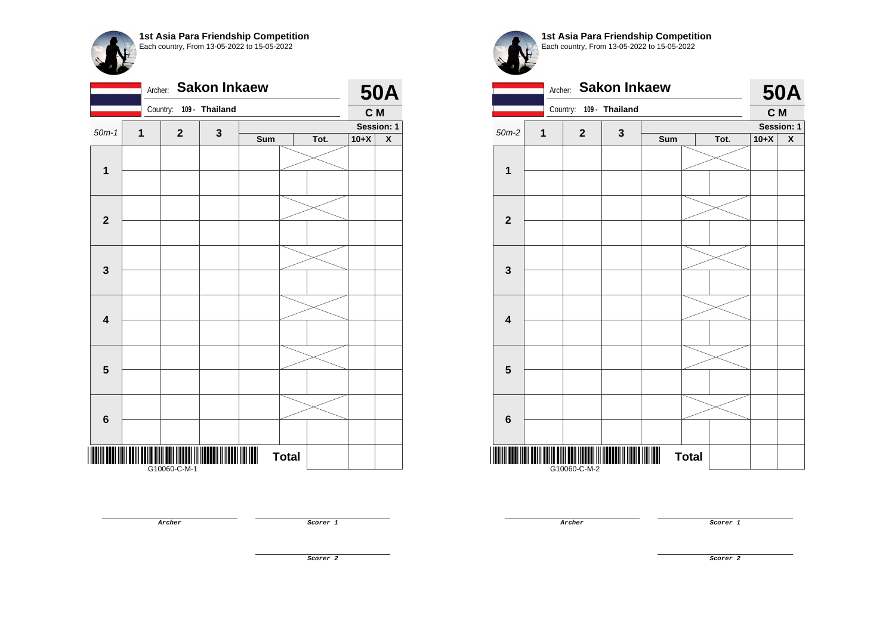## 1st Asia Para Friendship Competition
Each country, From 13-05-2022 to 15-05-2022

Archer: **Sakon Inkaew**

Country: **109 - Thailand**

**50A**

**C M**

**Session: 1**

| 50m-1 | 1 | 2 | 3 | Sum | Tot. | 10+X | X |
|---|---|---|---|---|---|---|---|
| 1 | | | | | | | |
| | | | | | | | |
| 2 | | | | | | | |
| | | | | | | | |
| 3 | | | | | | | |
| | | | | | | | |
| 4 | | | | | | | |
| | | | | | | | |
| 5 | | | | | | | |
| | | | | | | | |
| 6 | | | | | | | |
| | | | | | | | |
| | | | | **Total** | | | |

G10060-C-M-1

Archer

Scorer 1

Scorer 2

## 1st Asia Para Friendship Competition
Each country, From 13-05-2022 to 15-05-2022

Archer: **Sakon Inkaew**

Country: **109 - Thailand**

**50A**

**C M**

**Session: 1**

| 50m-2 | 1 | 2 | 3 | Sum | Tot. | 10+X | X |
|---|---|---|---|---|---|---|---|
| 1 | | | | | | | |
| | | | | | | | |
| 2 | | | | | | | |
| | | | | | | | |
| 3 | | | | | | | |
| | | | | | | | |
| 4 | | | | | | | |
| | | | | | | | |
| 5 | | | | | | | |
| | | | | | | | |
| 6 | | | | | | | |
| | | | | | | | |
| | | | | **Total** | | | |

G10060-C-M-2

Archer

Scorer 1

Scorer 2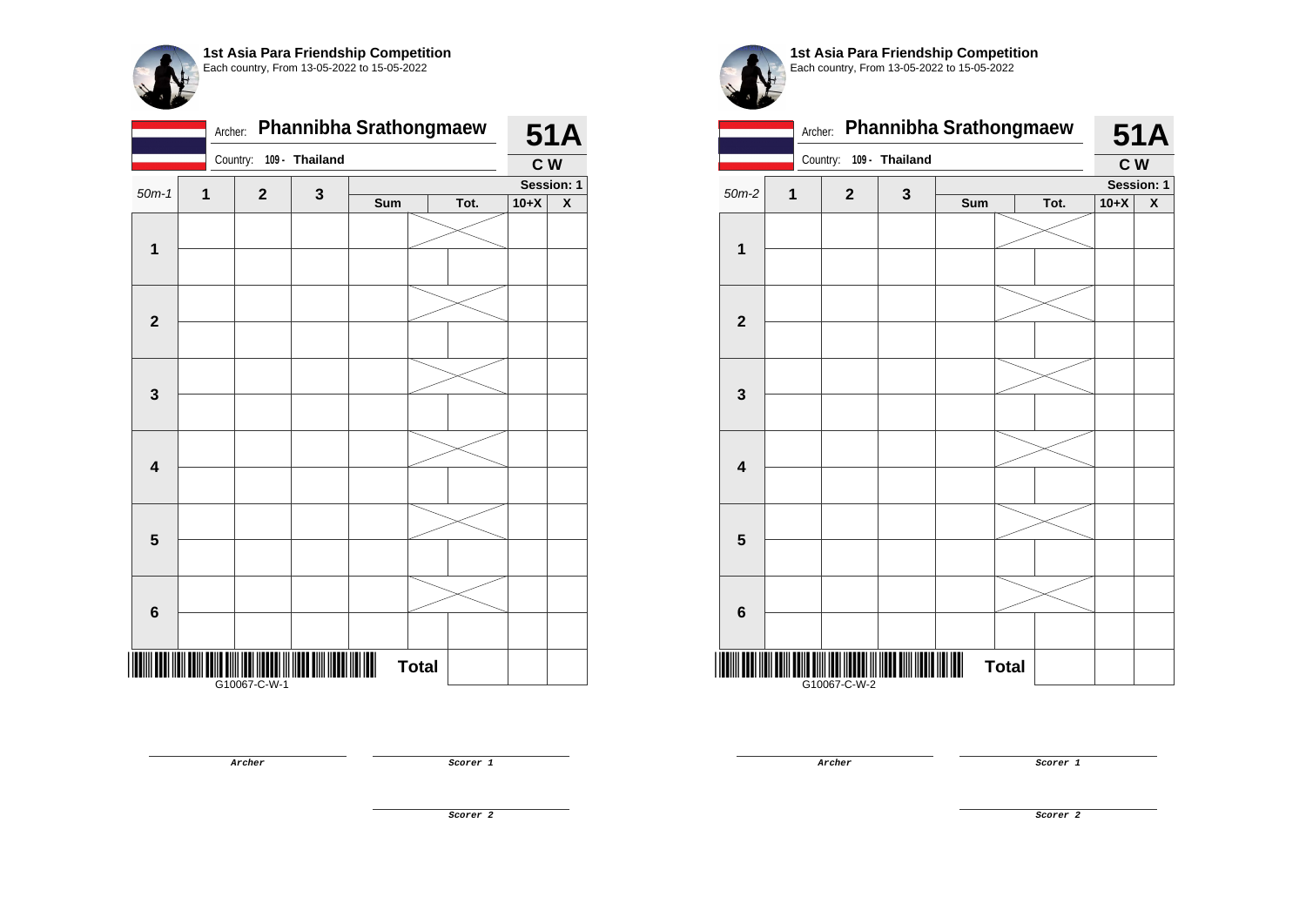**1st Asia Para Friendship Competition**
Each country, From 13-05-2022 to 15-05-2022

Archer: **Phannibha Srathongmaew** — **51A**

Country: **109 - Thailand** — **C W**

| 50m-1 | 1 | 2 | 3 | Sum | | Tot. | 10+X | X |
|---|---|---|---|---|---|---|---|---|
| | | | | | | | Session: 1 | |
| 1 | | | | | | | | |
| | | | | | | | | |
| 2 | | | | | | | | |
| | | | | | | | | |
| 3 | | | | | | | | |
| | | | | | | | | |
| 4 | | | | | | | | |
| | | | | | | | | |
| 5 | | | | | | | | |
| | | | | | | | | |
| 6 | | | | | | | | |
| | | | | | | | | |
| | | | | | Total | | | |

G10067-C-W-1

Archer

Scorer 1

Scorer 2

**1st Asia Para Friendship Competition**
Each country, From 13-05-2022 to 15-05-2022

Archer: **Phannibha Srathongmaew** — **51A**

Country: **109 - Thailand** — **C W**

| 50m-2 | 1 | 2 | 3 | Sum | | Tot. | 10+X | X |
|---|---|---|---|---|---|---|---|---|
| | | | | | | | Session: 1 | |
| 1 | | | | | | | | |
| | | | | | | | | |
| 2 | | | | | | | | |
| | | | | | | | | |
| 3 | | | | | | | | |
| | | | | | | | | |
| 4 | | | | | | | | |
| | | | | | | | | |
| 5 | | | | | | | | |
| | | | | | | | | |
| 6 | | | | | | | | |
| | | | | | | | | |
| | | | | | Total | | | |

G10067-C-W-2

Archer

Scorer 1

Scorer 2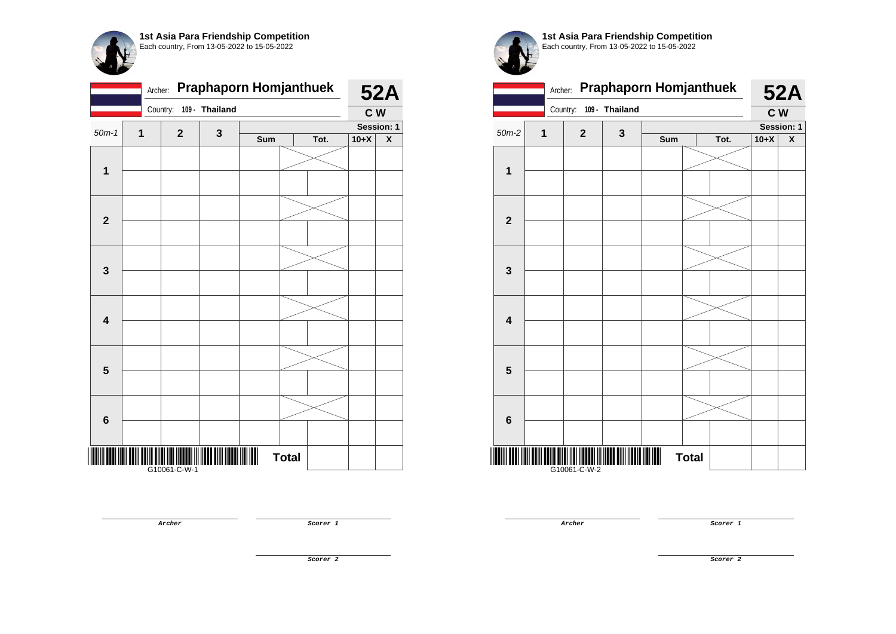**1st Asia Para Friendship Competition**
Each country, From 13-05-2022 to 15-05-2022

Archer: **Praphaporn Homjanthuek** **52A**

Country: **109 - Thailand** **C W**

| 50m-1 | 1 | 2 | 3 | Sum | Tot. | 10+X | X |
|---|---|---|---|---|---|---|---|
| | | | | | | | Session: 1 |
| 1 | | | | | | | |
| | | | | | | | |
| 2 | | | | | | | |
| | | | | | | | |
| 3 | | | | | | | |
| | | | | | | | |
| 4 | | | | | | | |
| | | | | | | | |
| 5 | | | | | | | |
| | | | | | | | |
| 6 | | | | | | | |
| | | | | | | | |
| | | | | Total | | | |

G10061-C-W-1

*Archer*

*Scorer 1*

*Scorer 2*

**1st Asia Para Friendship Competition**
Each country, From 13-05-2022 to 15-05-2022

Archer: **Praphaporn Homjanthuek** **52A**

Country: **109 - Thailand** **C W**

| 50m-2 | 1 | 2 | 3 | Sum | Tot. | 10+X | X |
|---|---|---|---|---|---|---|---|
| | | | | | | | Session: 1 |
| 1 | | | | | | | |
| | | | | | | | |
| 2 | | | | | | | |
| | | | | | | | |
| 3 | | | | | | | |
| | | | | | | | |
| 4 | | | | | | | |
| | | | | | | | |
| 5 | | | | | | | |
| | | | | | | | |
| 6 | | | | | | | |
| | | | | | | | |
| | | | | Total | | | |

G10061-C-W-2

*Archer*

*Scorer 1*

*Scorer 2*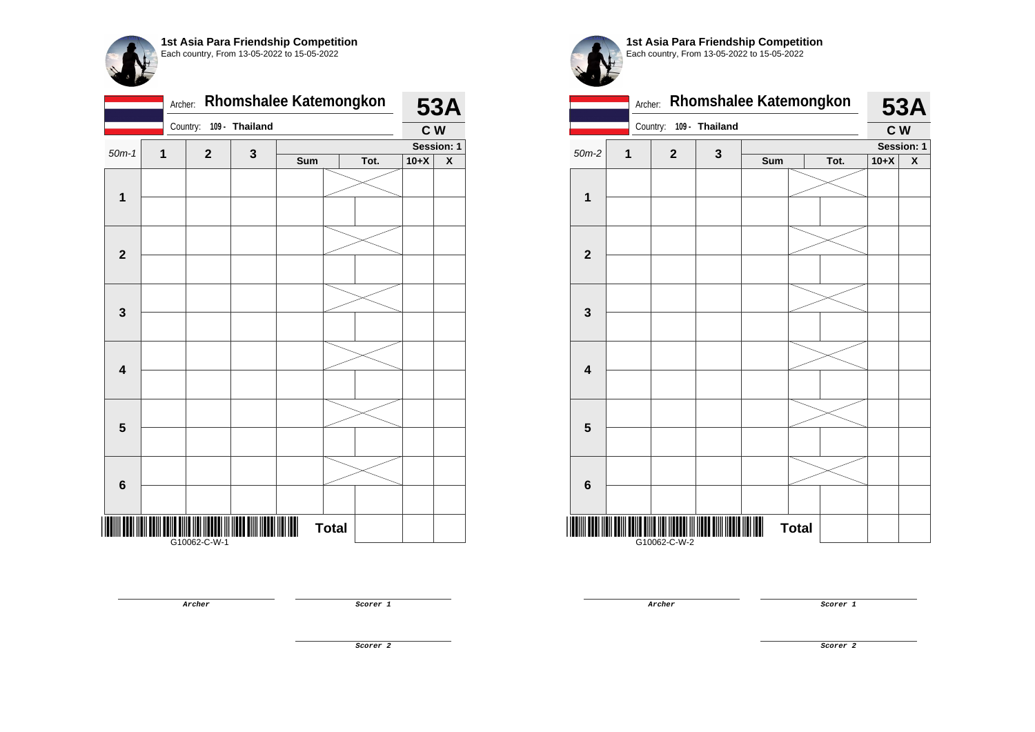**1st Asia Para Friendship Competition**
Each country, From 13-05-2022 to 15-05-2022

Archer: **Rhomshalee Katemongkon**
Country: **109 - Thailand**

**53A**
**C W**

| 50m-1 | 1 | 2 | 3 | Sum | Tot. | 10+X | X |
|---|---|---|---|---|---|---|---|
| **1** | | | | | | | |
| | | | | | | | |
| **2** | | | | | | | |
| | | | | | | | |
| **3** | | | | | | | |
| | | | | | | | |
| **4** | | | | | | | |
| | | | | | | | |
| **5** | | | | | | | |
| | | | | | | | |
| **6** | | | | | | | |
| | | | | | | | |
| | | | | **Total** | | | |

Session: 1

G10062-C-W-1

*Archer*

*Scorer 1*

*Scorer 2*

**1st Asia Para Friendship Competition**
Each country, From 13-05-2022 to 15-05-2022

Archer: **Rhomshalee Katemongkon**
Country: **109 - Thailand**

**53A**
**C W**

| 50m-2 | 1 | 2 | 3 | Sum | Tot. | 10+X | X |
|---|---|---|---|---|---|---|---|
| **1** | | | | | | | |
| | | | | | | | |
| **2** | | | | | | | |
| | | | | | | | |
| **3** | | | | | | | |
| | | | | | | | |
| **4** | | | | | | | |
| | | | | | | | |
| **5** | | | | | | | |
| | | | | | | | |
| **6** | | | | | | | |
| | | | | | | | |
| | | | | **Total** | | | |

Session: 1

G10062-C-W-2

*Archer*

*Scorer 1*

*Scorer 2*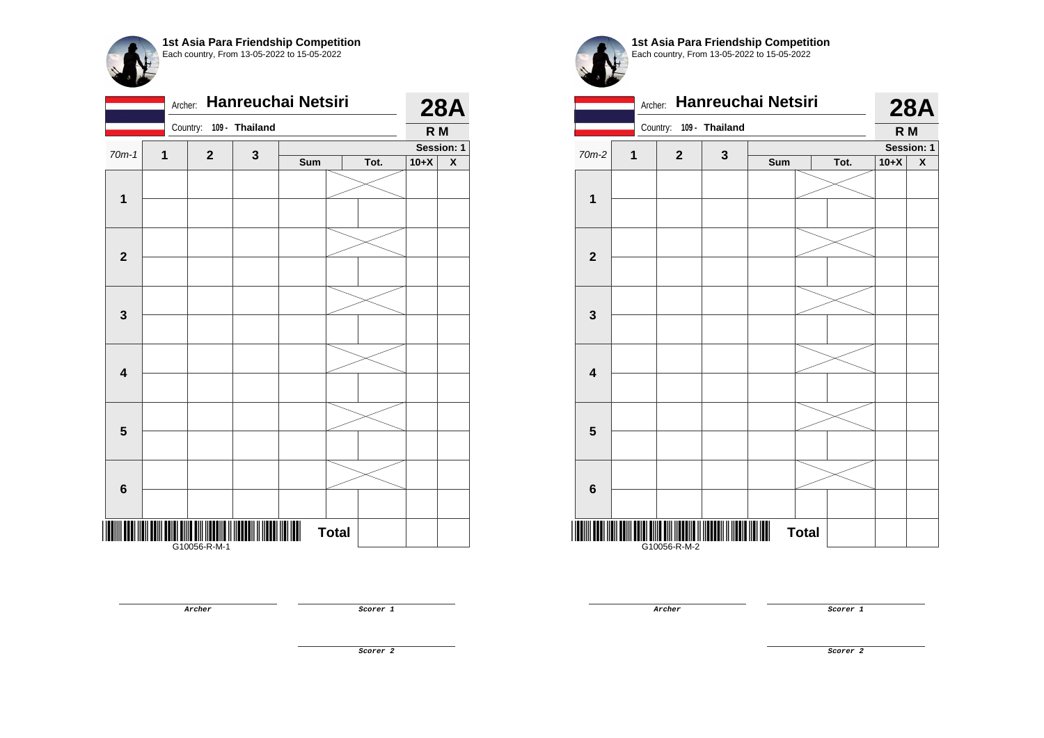**1st Asia Para Friendship Competition**
Each country, From 13-05-2022 to 15-05-2022

Archer: **Hanreuchai Netsiri** — **28A**

Country: **109 - Thailand** — **R M**

| 70m-1 | 1 | 2 | 3 | Sum | Tot. | 10+X | X |
|---|---|---|---|---|---|---|---|
| | | | | | | | |
| 1 | | | | | | | |
| | | | | | | | |
| 2 | | | | | | | |
| | | | | | | | |
| 3 | | | | | | | |
| | | | | | | | |
| 4 | | | | | | | |
| | | | | | | | |
| 5 | | | | | | | |
| | | | | | | | |
| 6 | | | | | | | |
| | | | | **Total** | | | |

Session: 1

G10056-R-M-1

Archer

Scorer 1

Scorer 2

**1st Asia Para Friendship Competition**
Each country, From 13-05-2022 to 15-05-2022

Archer: **Hanreuchai Netsiri** — **28A**

Country: **109 - Thailand** — **R M**

| 70m-2 | 1 | 2 | 3 | Sum | Tot. | 10+X | X |
|---|---|---|---|---|---|---|---|
| | | | | | | | |
| 1 | | | | | | | |
| | | | | | | | |
| 2 | | | | | | | |
| | | | | | | | |
| 3 | | | | | | | |
| | | | | | | | |
| 4 | | | | | | | |
| | | | | | | | |
| 5 | | | | | | | |
| | | | | | | | |
| 6 | | | | | | | |
| | | | | **Total** | | | |

Session: 1

G10056-R-M-2

Archer

Scorer 1

Scorer 2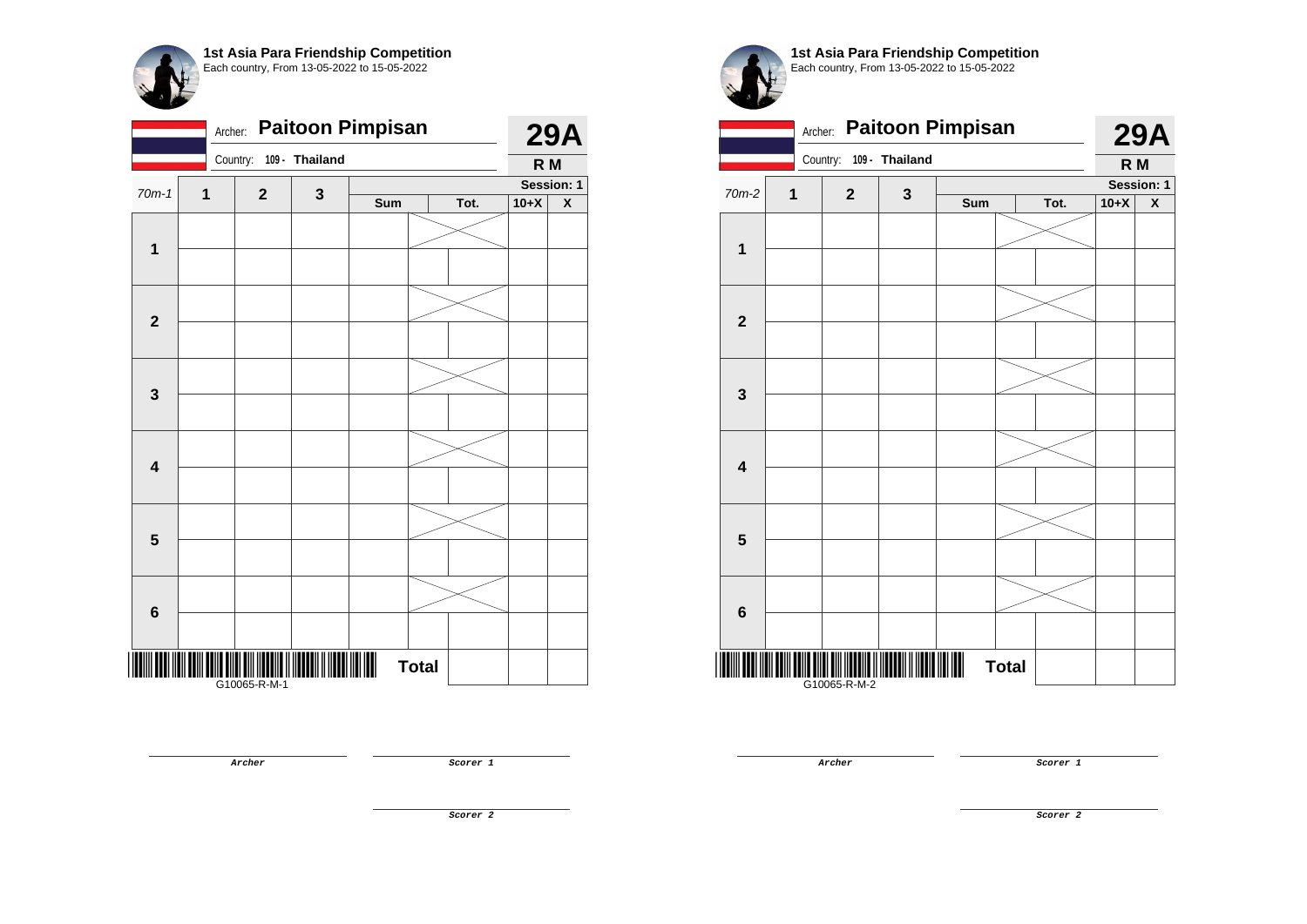**1st Asia Para Friendship Competition**
Each country, From 13-05-2022 to 15-05-2022

Archer: **Paitoon Pimpisan**
Country: **109 - Thailand**

**29A**
**R M**

| 70m-1 | 1 | 2 | 3 | Sum | Tot. | 10+X | X |
|---|---|---|---|---|---|---|---|
| 1 | | | | | | | |
| | | | | | | | |
| 2 | | | | | | | |
| | | | | | | | |
| 3 | | | | | | | |
| | | | | | | | |
| 4 | | | | | | | |
| | | | | | | | |
| 5 | | | | | | | |
| | | | | | | | |
| 6 | | | | | | | |
| | | | | | | | |
| | | | | **Total** | | | |

Session: 1

G10065-R-M-1

*Archer* *Scorer 1* *Scorer 2*

**1st Asia Para Friendship Competition**
Each country, From 13-05-2022 to 15-05-2022

Archer: **Paitoon Pimpisan**
Country: **109 - Thailand**

**29A**
**R M**

| 70m-2 | 1 | 2 | 3 | Sum | Tot. | 10+X | X |
|---|---|---|---|---|---|---|---|
| 1 | | | | | | | |
| | | | | | | | |
| 2 | | | | | | | |
| | | | | | | | |
| 3 | | | | | | | |
| | | | | | | | |
| 4 | | | | | | | |
| | | | | | | | |
| 5 | | | | | | | |
| | | | | | | | |
| 6 | | | | | | | |
| | | | | | | | |
| | | | | **Total** | | | |

Session: 1

G10065-R-M-2

*Archer* *Scorer 1* *Scorer 2*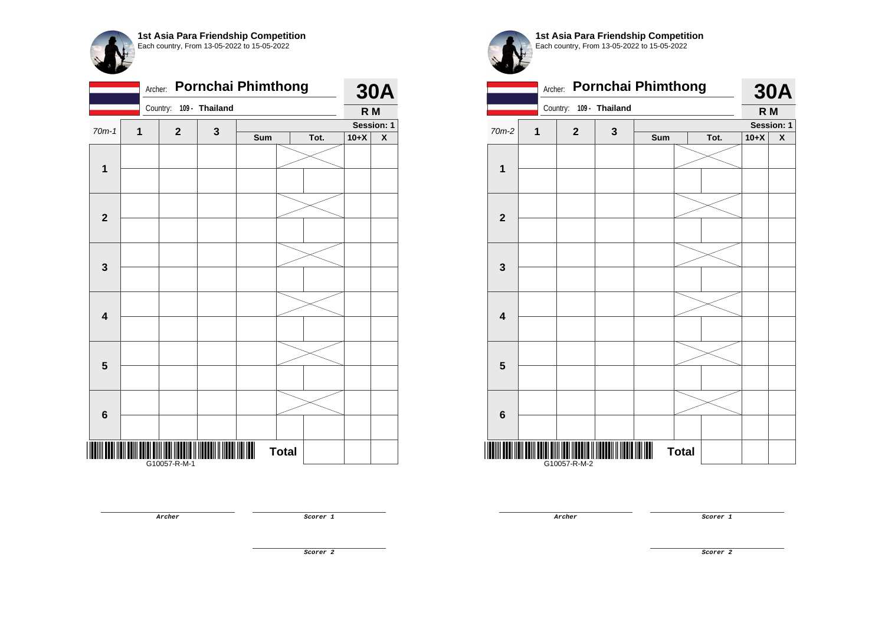## 1st Asia Para Friendship Competition
Each country, From 13-05-2022 to 15-05-2022

Archer: **Pornchai Phimthong**
Country: **109 - Thailand**

**30A**
**R M**

| 70m-1 | 1 | 2 | 3 | Sum | Tot. | 10+X | X |
|---|---|---|---|---|---|---|---|
| | | | | | | | Session: 1 |
| **1** | | | | | | | |
| | | | | | | | |
| **2** | | | | | | | |
| | | | | | | | |
| **3** | | | | | | | |
| | | | | | | | |
| **4** | | | | | | | |
| | | | | | | | |
| **5** | | | | | | | |
| | | | | | | | |
| **6** | | | | | | | |
| | | | | | | | |
| | | | | **Total** | | | |

G10057-R-M-1

*Archer* *Scorer 1*

*Scorer 2*

## 1st Asia Para Friendship Competition
Each country, From 13-05-2022 to 15-05-2022

Archer: **Pornchai Phimthong**
Country: **109 - Thailand**

**30A**
**R M**

| 70m-2 | 1 | 2 | 3 | Sum | Tot. | 10+X | X |
|---|---|---|---|---|---|---|---|
| | | | | | | | Session: 1 |
| **1** | | | | | | | |
| | | | | | | | |
| **2** | | | | | | | |
| | | | | | | | |
| **3** | | | | | | | |
| | | | | | | | |
| **4** | | | | | | | |
| | | | | | | | |
| **5** | | | | | | | |
| | | | | | | | |
| **6** | | | | | | | |
| | | | | | | | |
| | | | | **Total** | | | |

G10057-R-M-2

*Archer* *Scorer 1*

*Scorer 2*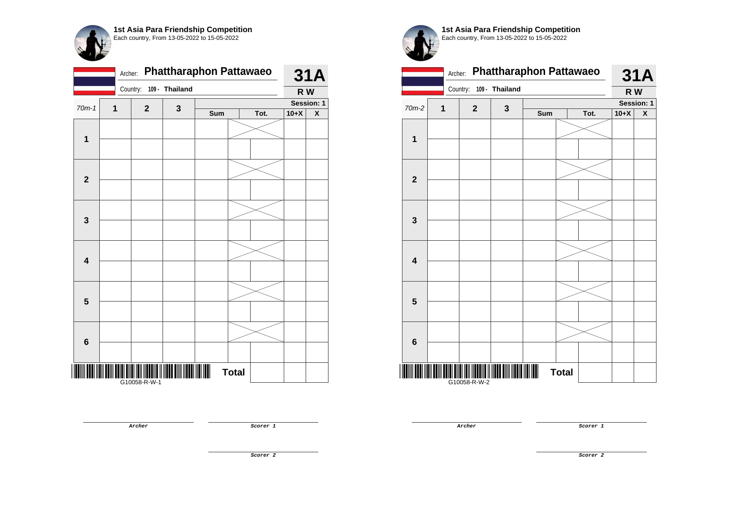**1st Asia Para Friendship Competition**
Each country, From 13-05-2022 to 15-05-2022

Archer: **Phattharaphon Pattawaeo**
Country: **109 - Thailand**

**31A**
**R W**

| 70m-1 | 1 | 2 | 3 | Sum | Tot. | 10+X | X |
|---|---|---|---|---|---|---|---|
| 1 | | | | | | | |
| | | | | | | | |
| 2 | | | | | | | |
| | | | | | | | |
| 3 | | | | | | | |
| | | | | | | | |
| 4 | | | | | | | |
| | | | | | | | |
| 5 | | | | | | | |
| | | | | | | | |
| 6 | | | | | | | |
| | | | | | | | |
| | | | | **Total** | | | |

Session: 1

G10058-R-W-1

*Archer*

*Scorer 1*

*Scorer 2*

**1st Asia Para Friendship Competition**
Each country, From 13-05-2022 to 15-05-2022

Archer: **Phattharaphon Pattawaeo**
Country: **109 - Thailand**

**31A**
**R W**

| 70m-2 | 1 | 2 | 3 | Sum | Tot. | 10+X | X |
|---|---|---|---|---|---|---|---|
| 1 | | | | | | | |
| | | | | | | | |
| 2 | | | | | | | |
| | | | | | | | |
| 3 | | | | | | | |
| | | | | | | | |
| 4 | | | | | | | |
| | | | | | | | |
| 5 | | | | | | | |
| | | | | | | | |
| 6 | | | | | | | |
| | | | | | | | |
| | | | | **Total** | | | |

Session: 1

G10058-R-W-2

*Archer*

*Scorer 1*

*Scorer 2*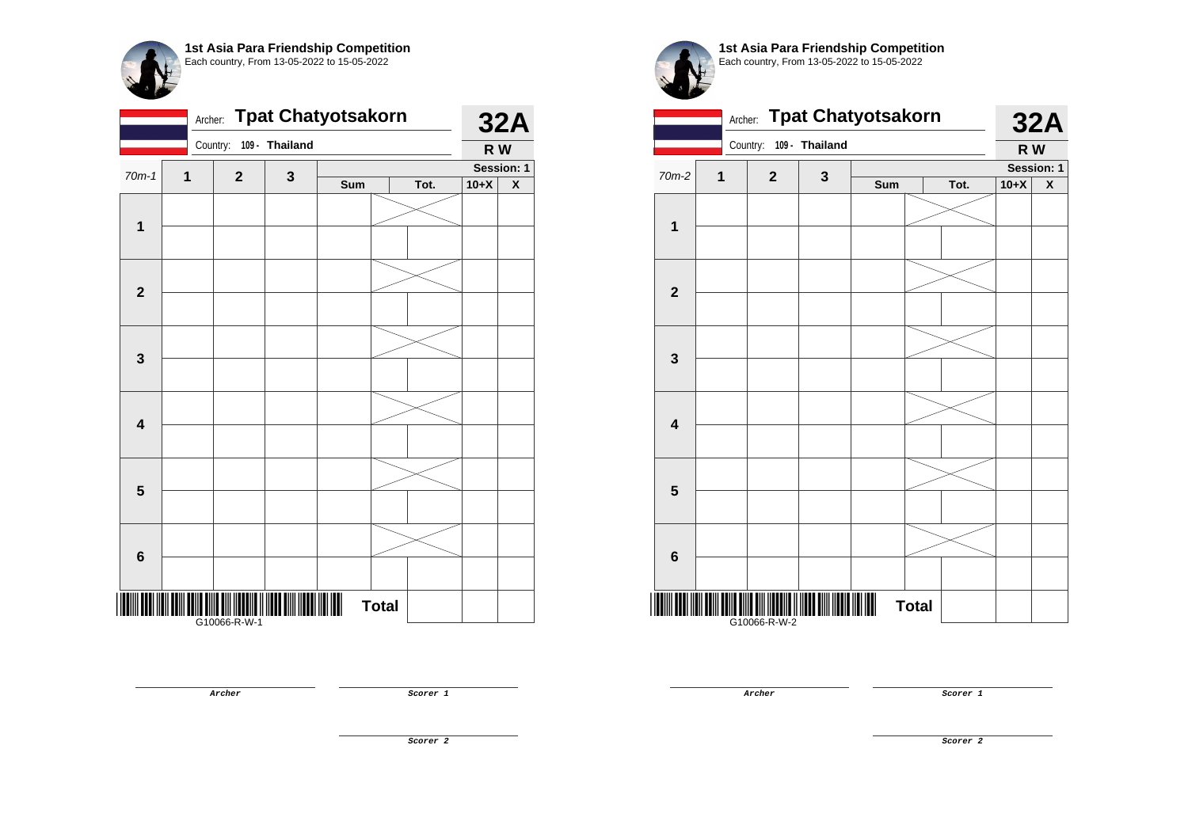**1st Asia Para Friendship Competition**
Each country, From 13-05-2022 to 15-05-2022

Archer: **Tpat Chatyotsakorn**
Country: 109 - Thailand

**32A**
**R W**

| 70m-1 | 1 | 2 | 3 | Sum | Tot. | 10+X | X |
|---|---|---|---|---|---|---|---|
| **1** | | | | | | | |
| | | | | | | | |
| **2** | | | | | | | |
| | | | | | | | |
| **3** | | | | | | | |
| | | | | | | | |
| **4** | | | | | | | |
| | | | | | | | |
| **5** | | | | | | | |
| | | | | | | | |
| **6** | | | | | | | |
| | | | | | | | |
| | | | | **Total** | | | |

Session: 1

G10066-R-W-1

*Archer*

*Scorer 1*

*Scorer 2*

**1st Asia Para Friendship Competition**
Each country, From 13-05-2022 to 15-05-2022

Archer: **Tpat Chatyotsakorn**
Country: 109 - Thailand

**32A**
**R W**

| 70m-2 | 1 | 2 | 3 | Sum | Tot. | 10+X | X |
|---|---|---|---|---|---|---|---|
| **1** | | | | | | | |
| | | | | | | | |
| **2** | | | | | | | |
| | | | | | | | |
| **3** | | | | | | | |
| | | | | | | | |
| **4** | | | | | | | |
| | | | | | | | |
| **5** | | | | | | | |
| | | | | | | | |
| **6** | | | | | | | |
| | | | | | | | |
| | | | | **Total** | | | |

Session: 1

G10066-R-W-2

*Archer*

*Scorer 1*

*Scorer 2*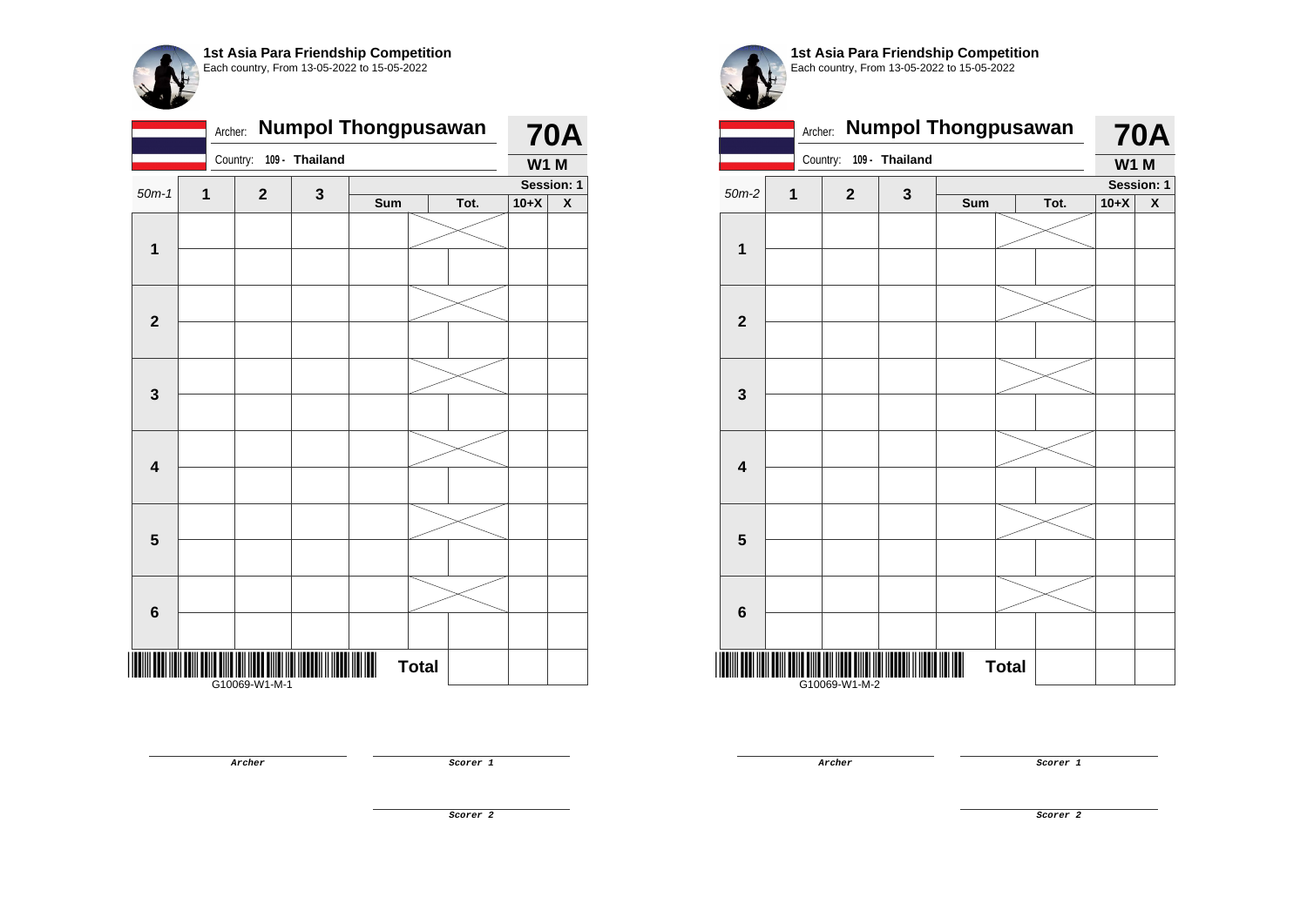**1st Asia Para Friendship Competition**
Each country, From 13-05-2022 to 15-05-2022

Archer: **Numpol Thongpusawan** — **70A**

Country: **109 - Thailand** — **W1 M**

| 50m-1 | 1 | 2 | 3 | Sum | Tot. | 10+X | X |
|---|---|---|---|---|---|---|---|
| **1** | | | | | | | |
| | | | | | | | |
| **2** | | | | | | | |
| | | | | | | | |
| **3** | | | | | | | |
| | | | | | | | |
| **4** | | | | | | | |
| | | | | | | | |
| **5** | | | | | | | |
| | | | | | | | |
| **6** | | | | | | | |
| | | | | | | | |
| | | | | **Total** | | | |

Session: 1

G10069-W1-M-1

*Archer* — *Scorer 1* — *Scorer 2*

**1st Asia Para Friendship Competition**
Each country, From 13-05-2022 to 15-05-2022

Archer: **Numpol Thongpusawan** — **70A**

Country: **109 - Thailand** — **W1 M**

| 50m-2 | 1 | 2 | 3 | Sum | Tot. | 10+X | X |
|---|---|---|---|---|---|---|---|
| **1** | | | | | | | |
| | | | | | | | |
| **2** | | | | | | | |
| | | | | | | | |
| **3** | | | | | | | |
| | | | | | | | |
| **4** | | | | | | | |
| | | | | | | | |
| **5** | | | | | | | |
| | | | | | | | |
| **6** | | | | | | | |
| | | | | | | | |
| | | | | **Total** | | | |

Session: 1

G10069-W1-M-2

*Archer* — *Scorer 1* — *Scorer 2*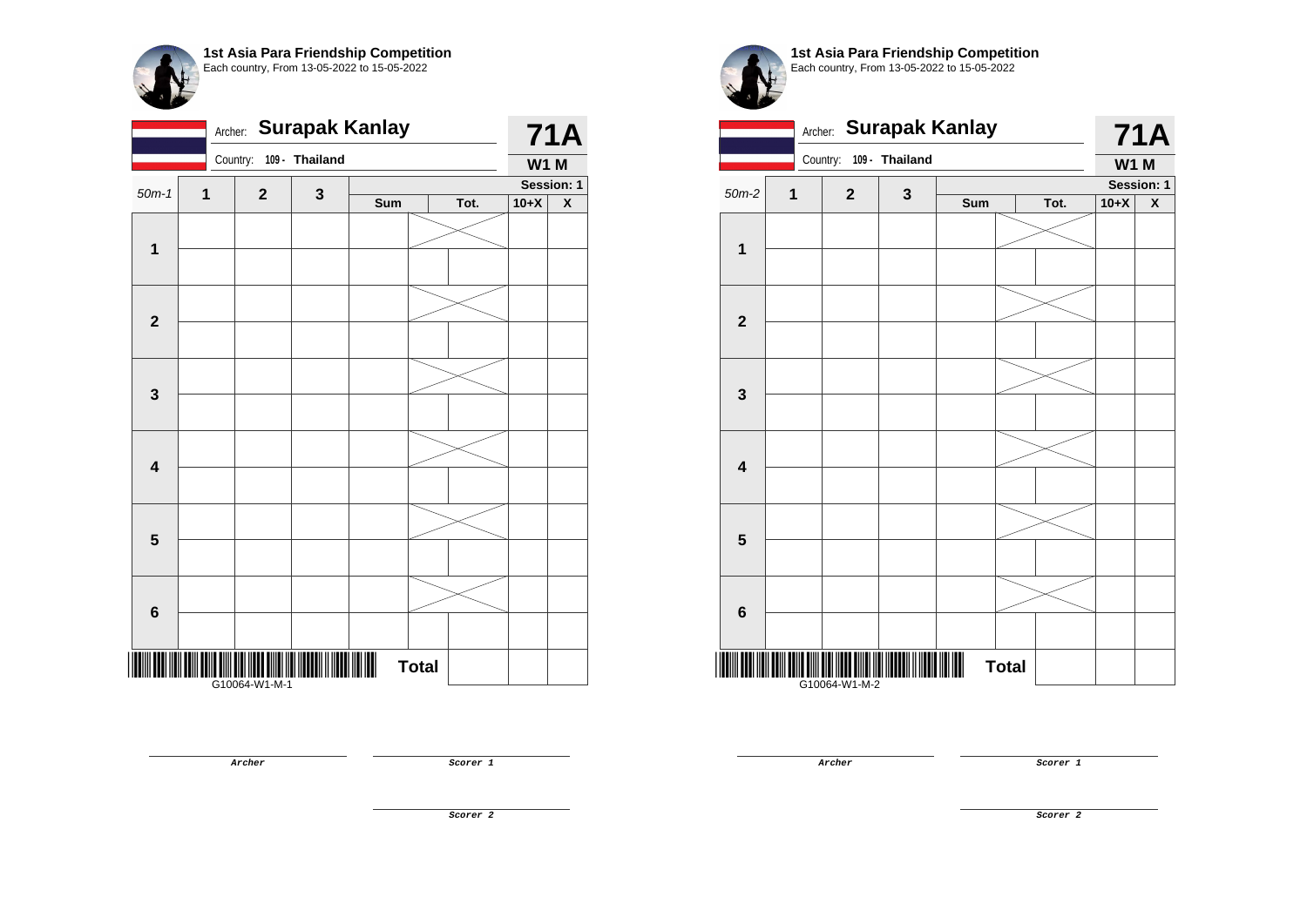**1st Asia Para Friendship Competition**
Each country, From 13-05-2022 to 15-05-2022

Archer: **Surapak Kanlay** — **71A**
Country: **109 - Thailand** — **W1 M**

| 50m-1 | 1 | 2 | 3 | Sum | Tot. | 10+X | X |
|---|---|---|---|---|---|---|---|
| | | | | | | Session: 1 | |
| 1 | | | | | | | |
| | | | | | | | |
| 2 | | | | | | | |
| | | | | | | | |
| 3 | | | | | | | |
| | | | | | | | |
| 4 | | | | | | | |
| | | | | | | | |
| 5 | | | | | | | |
| | | | | | | | |
| 6 | | | | | | | |
| | | | | | | | |
| | | | | **Total** | | | |

G10064-W1-M-1

Archer

Scorer 1

Scorer 2

**1st Asia Para Friendship Competition**
Each country, From 13-05-2022 to 15-05-2022

Archer: **Surapak Kanlay** — **71A**
Country: **109 - Thailand** — **W1 M**

| 50m-2 | 1 | 2 | 3 | Sum | Tot. | 10+X | X |
|---|---|---|---|---|---|---|---|
| | | | | | | Session: 1 | |
| 1 | | | | | | | |
| | | | | | | | |
| 2 | | | | | | | |
| | | | | | | | |
| 3 | | | | | | | |
| | | | | | | | |
| 4 | | | | | | | |
| | | | | | | | |
| 5 | | | | | | | |
| | | | | | | | |
| 6 | | | | | | | |
| | | | | | | | |
| | | | | **Total** | | | |

G10064-W1-M-2

Archer

Scorer 1

Scorer 2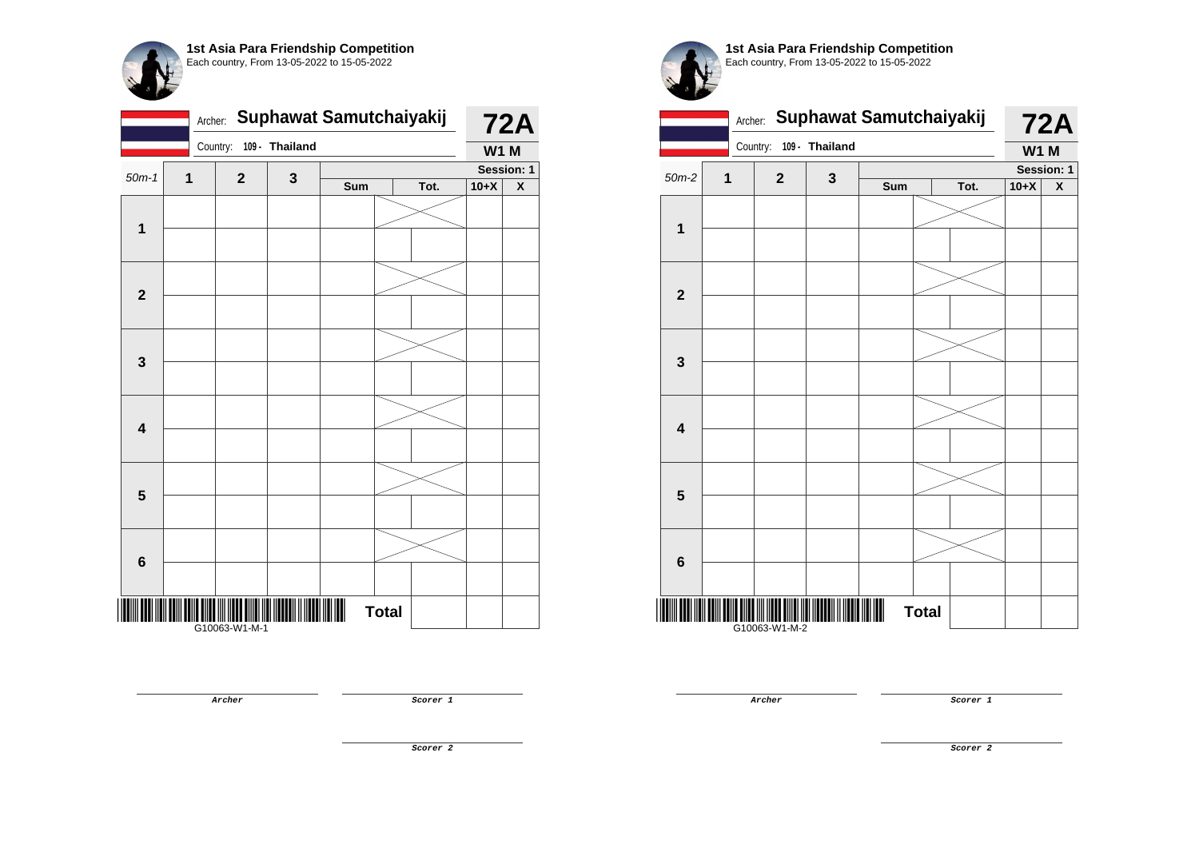**1st Asia Para Friendship Competition**
Each country, From 13-05-2022 to 15-05-2022

Archer: **Suphawat Samutchaiyakij**

Country: **109 - Thailand**

**72A**

**W1 M**

| 50m-1 | 1 | 2 | 3 | Sum | Tot. | | 10+X | X |
|---|---|---|---|---|---|---|---|---|
| 1 | | | | | | | | |
| | | | | | | | | |
| 2 | | | | | | | | |
| | | | | | | | | |
| 3 | | | | | | | | |
| | | | | | | | | |
| 4 | | | | | | | | |
| | | | | | | | | |
| 5 | | | | | | | | |
| | | | | | | | | |
| 6 | | | | | | | | |
| | | | | | | | | |
| | | | | | Total | | | |

Session: 1

G10063-W1-M-1

Archer

Scorer 1

Scorer 2

**1st Asia Para Friendship Competition**
Each country, From 13-05-2022 to 15-05-2022

Archer: **Suphawat Samutchaiyakij**

Country: **109 - Thailand**

**72A**

**W1 M**

| 50m-2 | 1 | 2 | 3 | Sum | Tot. | | 10+X | X |
|---|---|---|---|---|---|---|---|---|
| 1 | | | | | | | | |
| | | | | | | | | |
| 2 | | | | | | | | |
| | | | | | | | | |
| 3 | | | | | | | | |
| | | | | | | | | |
| 4 | | | | | | | | |
| | | | | | | | | |
| 5 | | | | | | | | |
| | | | | | | | | |
| 6 | | | | | | | | |
| | | | | | | | | |
| | | | | | Total | | | |

Session: 1

G10063-W1-M-2

Archer

Scorer 1

Scorer 2